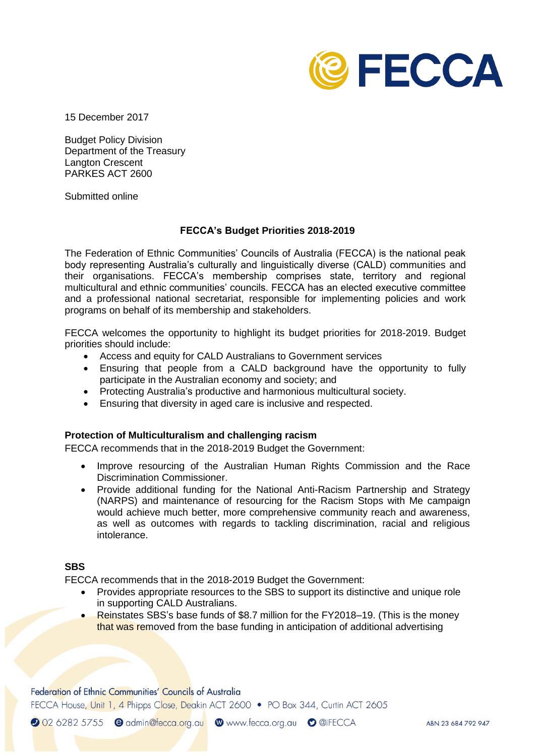15 December 2017

Budget Policy Division
Department of the Treasury
Langton Crescent
PARKES ACT 2600

Submitted online

**FECCA's Budget Priorities 2018-2019**

The Federation of Ethnic Communities' Councils of Australia (FECCA) is the national peak body representing Australia's culturally and linguistically diverse (CALD) communities and their organisations. FECCA's membership comprises state, territory and regional multicultural and ethnic communities' councils. FECCA has an elected executive committee and a professional national secretariat, responsible for implementing policies and work programs on behalf of its membership and stakeholders.

FECCA welcomes the opportunity to highlight its budget priorities for 2018-2019. Budget priorities should include:

- Access and equity for CALD Australians to Government services
- Ensuring that people from a CALD background have the opportunity to fully participate in the Australian economy and society; and
- Protecting Australia's productive and harmonious multicultural society.
- Ensuring that diversity in aged care is inclusive and respected.

**Protection of Multiculturalism and challenging racism**

FECCA recommends that in the 2018-2019 Budget the Government:

- Improve resourcing of the Australian Human Rights Commission and the Race Discrimination Commissioner.
- Provide additional funding for the National Anti-Racism Partnership and Strategy (NARPS) and maintenance of resourcing for the Racism Stops with Me campaign would achieve much better, more comprehensive community reach and awareness, as well as outcomes with regards to tackling discrimination, racial and religious intolerance.

**SBS**

FECCA recommends that in the 2018-2019 Budget the Government:

- Provides appropriate resources to the SBS to support its distinctive and unique role in supporting CALD Australians.
- Reinstates SBS's base funds of $8.7 million for the FY2018–19. (This is the money that was removed from the base funding in anticipation of additional advertising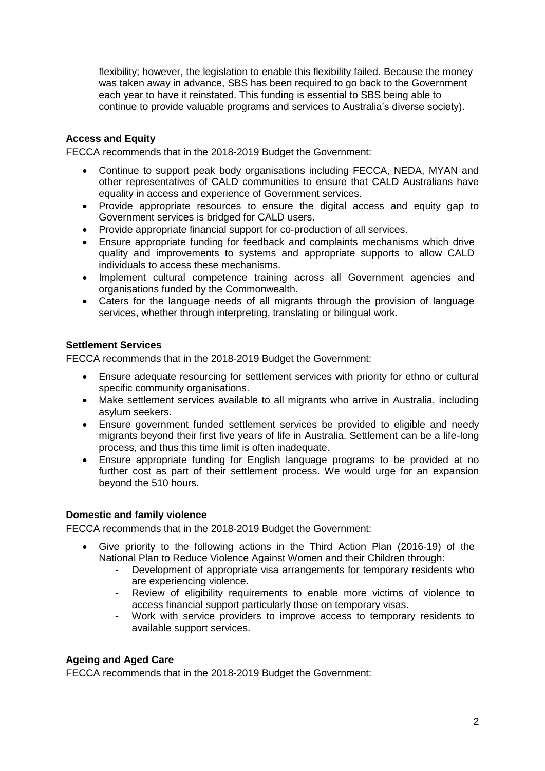flexibility; however, the legislation to enable this flexibility failed. Because the money was taken away in advance, SBS has been required to go back to the Government each year to have it reinstated. This funding is essential to SBS being able to continue to provide valuable programs and services to Australia's diverse society).

**Access and Equity**

FECCA recommends that in the 2018-2019 Budget the Government:

- Continue to support peak body organisations including FECCA, NEDA, MYAN and other representatives of CALD communities to ensure that CALD Australians have equality in access and experience of Government services.
- Provide appropriate resources to ensure the digital access and equity gap to Government services is bridged for CALD users.
- Provide appropriate financial support for co-production of all services.
- Ensure appropriate funding for feedback and complaints mechanisms which drive quality and improvements to systems and appropriate supports to allow CALD individuals to access these mechanisms.
- Implement cultural competence training across all Government agencies and organisations funded by the Commonwealth.
- Caters for the language needs of all migrants through the provision of language services, whether through interpreting, translating or bilingual work.

**Settlement Services**

FECCA recommends that in the 2018-2019 Budget the Government:

- Ensure adequate resourcing for settlement services with priority for ethno or cultural specific community organisations.
- Make settlement services available to all migrants who arrive in Australia, including asylum seekers.
- Ensure government funded settlement services be provided to eligible and needy migrants beyond their first five years of life in Australia. Settlement can be a life-long process, and thus this time limit is often inadequate.
- Ensure appropriate funding for English language programs to be provided at no further cost as part of their settlement process. We would urge for an expansion beyond the 510 hours.

**Domestic and family violence**

FECCA recommends that in the 2018-2019 Budget the Government:

- Give priority to the following actions in the Third Action Plan (2016-19) of the National Plan to Reduce Violence Against Women and their Children through:
  - Development of appropriate visa arrangements for temporary residents who are experiencing violence.
  - Review of eligibility requirements to enable more victims of violence to access financial support particularly those on temporary visas.
  - Work with service providers to improve access to temporary residents to available support services.

**Ageing and Aged Care**

FECCA recommends that in the 2018-2019 Budget the Government: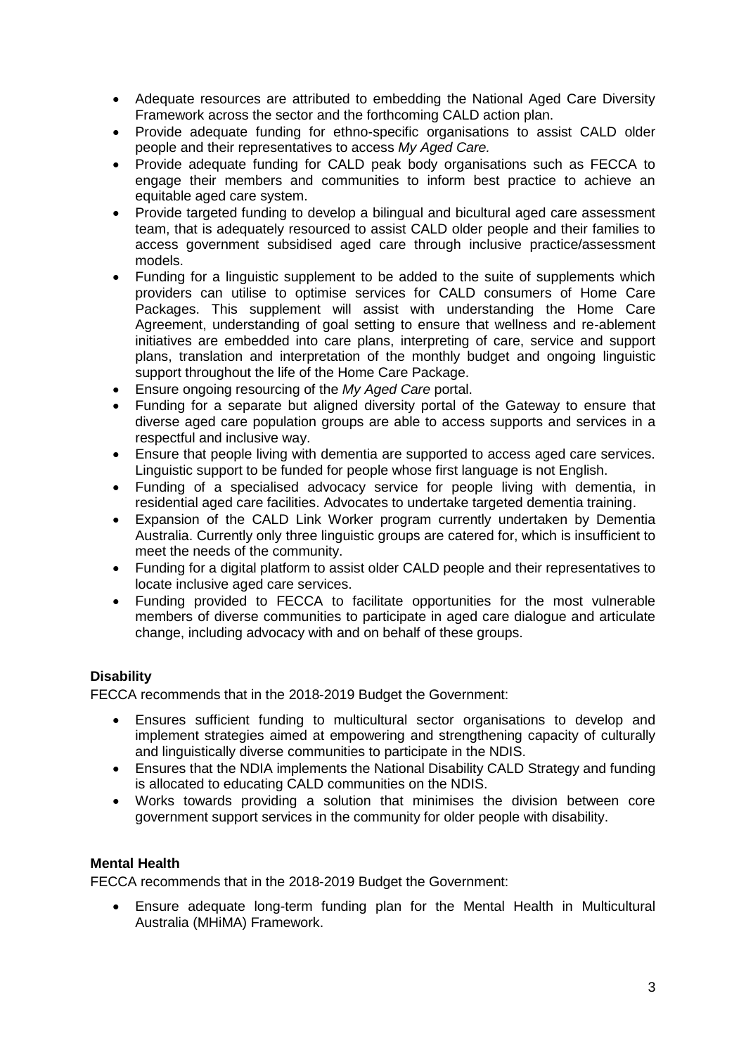- Adequate resources are attributed to embedding the National Aged Care Diversity Framework across the sector and the forthcoming CALD action plan.
- Provide adequate funding for ethno-specific organisations to assist CALD older people and their representatives to access *My Aged Care.*
- Provide adequate funding for CALD peak body organisations such as FECCA to engage their members and communities to inform best practice to achieve an equitable aged care system.
- Provide targeted funding to develop a bilingual and bicultural aged care assessment team, that is adequately resourced to assist CALD older people and their families to access government subsidised aged care through inclusive practice/assessment models.
- Funding for a linguistic supplement to be added to the suite of supplements which providers can utilise to optimise services for CALD consumers of Home Care Packages. This supplement will assist with understanding the Home Care Agreement, understanding of goal setting to ensure that wellness and re-ablement initiatives are embedded into care plans, interpreting of care, service and support plans, translation and interpretation of the monthly budget and ongoing linguistic support throughout the life of the Home Care Package.
- Ensure ongoing resourcing of the *My Aged Care* portal.
- Funding for a separate but aligned diversity portal of the Gateway to ensure that diverse aged care population groups are able to access supports and services in a respectful and inclusive way.
- Ensure that people living with dementia are supported to access aged care services. Linguistic support to be funded for people whose first language is not English.
- Funding of a specialised advocacy service for people living with dementia, in residential aged care facilities. Advocates to undertake targeted dementia training.
- Expansion of the CALD Link Worker program currently undertaken by Dementia Australia. Currently only three linguistic groups are catered for, which is insufficient to meet the needs of the community.
- Funding for a digital platform to assist older CALD people and their representatives to locate inclusive aged care services.
- Funding provided to FECCA to facilitate opportunities for the most vulnerable members of diverse communities to participate in aged care dialogue and articulate change, including advocacy with and on behalf of these groups.

**Disability**

FECCA recommends that in the 2018-2019 Budget the Government:

- Ensures sufficient funding to multicultural sector organisations to develop and implement strategies aimed at empowering and strengthening capacity of culturally and linguistically diverse communities to participate in the NDIS.
- Ensures that the NDIA implements the National Disability CALD Strategy and funding is allocated to educating CALD communities on the NDIS.
- Works towards providing a solution that minimises the division between core government support services in the community for older people with disability.

**Mental Health**

FECCA recommends that in the 2018-2019 Budget the Government:

- Ensure adequate long-term funding plan for the Mental Health in Multicultural Australia (MHiMA) Framework.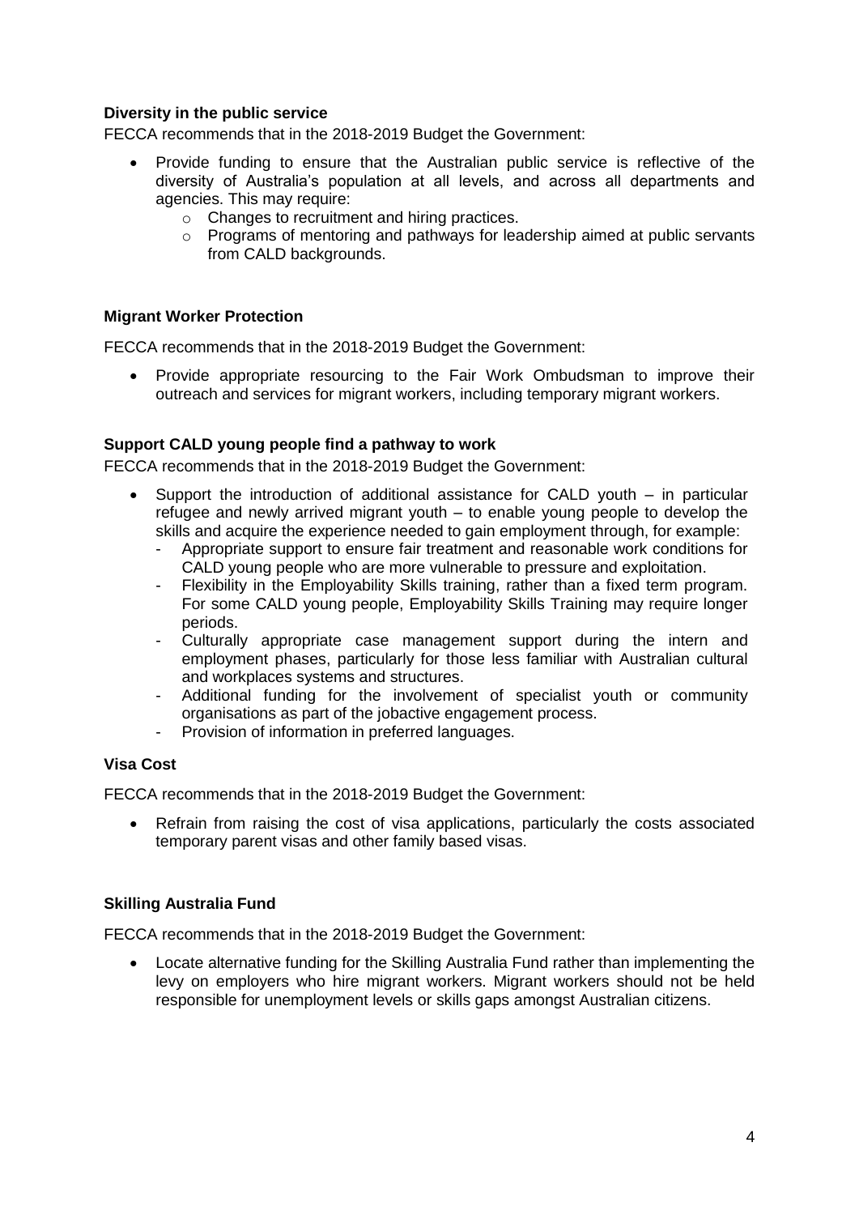**Diversity in the public service**

FECCA recommends that in the 2018-2019 Budget the Government:

- Provide funding to ensure that the Australian public service is reflective of the diversity of Australia's population at all levels, and across all departments and agencies. This may require:
  - Changes to recruitment and hiring practices.
  - Programs of mentoring and pathways for leadership aimed at public servants from CALD backgrounds.

**Migrant Worker Protection**

FECCA recommends that in the 2018-2019 Budget the Government:

- Provide appropriate resourcing to the Fair Work Ombudsman to improve their outreach and services for migrant workers, including temporary migrant workers.

**Support CALD young people find a pathway to work**

FECCA recommends that in the 2018-2019 Budget the Government:

- Support the introduction of additional assistance for CALD youth – in particular refugee and newly arrived migrant youth – to enable young people to develop the skills and acquire the experience needed to gain employment through, for example:
  - Appropriate support to ensure fair treatment and reasonable work conditions for CALD young people who are more vulnerable to pressure and exploitation.
  - Flexibility in the Employability Skills training, rather than a fixed term program. For some CALD young people, Employability Skills Training may require longer periods.
  - Culturally appropriate case management support during the intern and employment phases, particularly for those less familiar with Australian cultural and workplaces systems and structures.
  - Additional funding for the involvement of specialist youth or community organisations as part of the jobactive engagement process.
  - Provision of information in preferred languages.

**Visa Cost**

FECCA recommends that in the 2018-2019 Budget the Government:

- Refrain from raising the cost of visa applications, particularly the costs associated temporary parent visas and other family based visas.

**Skilling Australia Fund**

FECCA recommends that in the 2018-2019 Budget the Government:

- Locate alternative funding for the Skilling Australia Fund rather than implementing the levy on employers who hire migrant workers. Migrant workers should not be held responsible for unemployment levels or skills gaps amongst Australian citizens.